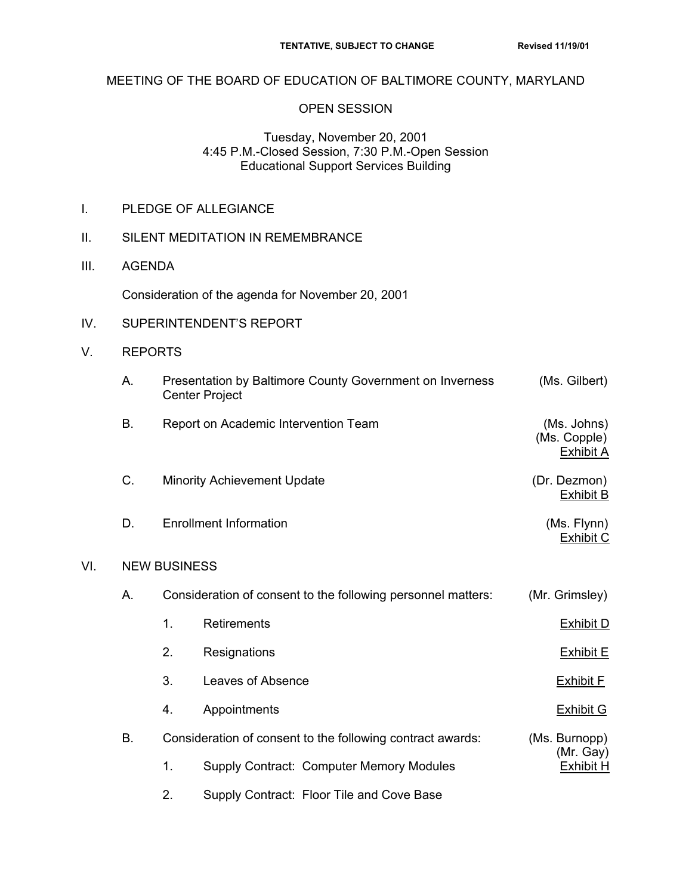**TENTATIVE, SUBJECT TO CHANGE** **Revised 11/19/01**

# MEETING OF THE BOARD OF EDUCATION OF BALTIMORE COUNTY, MARYLAND

## OPEN SESSION

Tuesday, November 20, 2001
4:45 P.M.-Closed Session, 7:30 P.M.-Open Session
Educational Support Services Building

I. PLEDGE OF ALLEGIANCE

II. SILENT MEDITATION IN REMEMBRANCE

III. AGENDA

Consideration of the agenda for November 20, 2001

IV. SUPERINTENDENT'S REPORT

V. REPORTS

A. Presentation by Baltimore County Government on Inverness Center Project (Ms. Gilbert)

B. Report on Academic Intervention Team (Ms. Johns) (Ms. Copple) Exhibit A

C. Minority Achievement Update (Dr. Dezmon) Exhibit B

D. Enrollment Information (Ms. Flynn) Exhibit C

VI. NEW BUSINESS

A. Consideration of consent to the following personnel matters: (Mr. Grimsley)

1. Retirements Exhibit D

2. Resignations Exhibit E

3. Leaves of Absence Exhibit F

4. Appointments Exhibit G

B. Consideration of consent to the following contract awards: (Ms. Burnopp) (Mr. Gay)

1. Supply Contract: Computer Memory Modules Exhibit H

2. Supply Contract: Floor Tile and Cove Base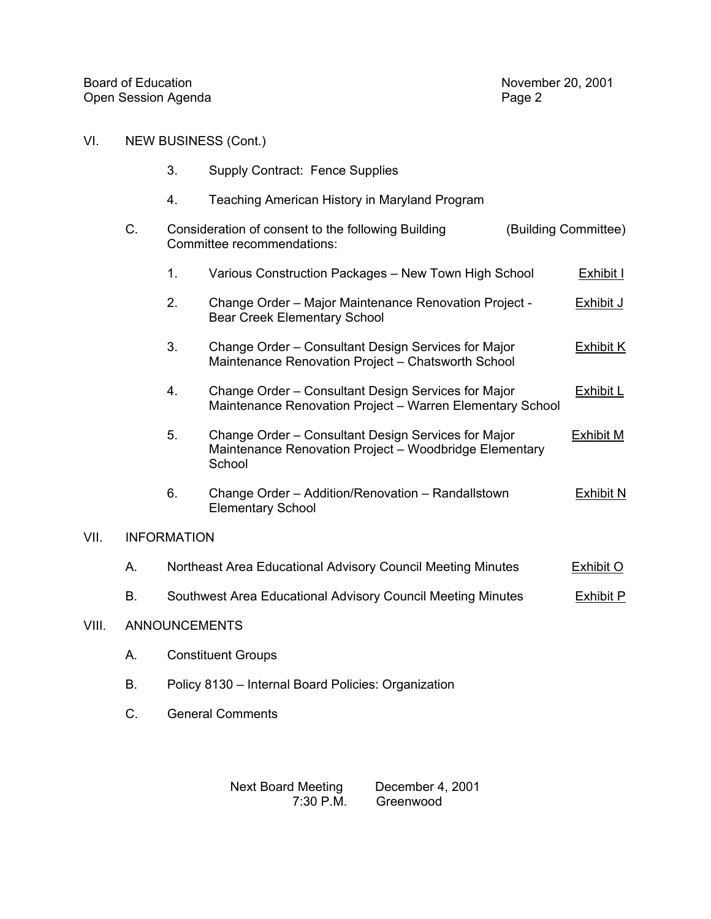VI. NEW BUSINESS (Cont.)

3. Supply Contract: Fence Supplies

4. Teaching American History in Maryland Program

C. Consideration of consent to the following Building Committee recommendations: (Building Committee)

1. Various Construction Packages – New Town High School — Exhibit I

2. Change Order – Major Maintenance Renovation Project - Bear Creek Elementary School — Exhibit J

3. Change Order – Consultant Design Services for Major Maintenance Renovation Project – Chatsworth School — Exhibit K

4. Change Order – Consultant Design Services for Major Maintenance Renovation Project – Warren Elementary School — Exhibit L

5. Change Order – Consultant Design Services for Major Maintenance Renovation Project – Woodbridge Elementary School — Exhibit M

6. Change Order – Addition/Renovation – Randallstown Elementary School — Exhibit N

VII. INFORMATION

A. Northeast Area Educational Advisory Council Meeting Minutes — Exhibit O

B. Southwest Area Educational Advisory Council Meeting Minutes — Exhibit P

VIII. ANNOUNCEMENTS

A. Constituent Groups

B. Policy 8130 – Internal Board Policies: Organization

C. General Comments

Next Board Meeting December 4, 2001
7:30 P.M. Greenwood